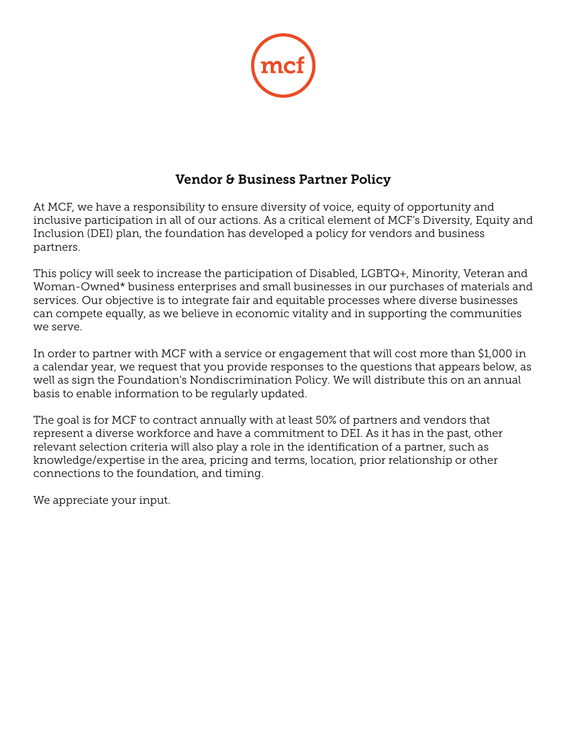mcf

## Vendor & Business Partner Policy

At MCF, we have a responsibility to ensure diversity of voice, equity of opportunity and inclusive participation in all of our actions. As a critical element of MCF's Diversity, Equity and Inclusion (DEI) plan, the foundation has developed a policy for vendors and business partners.

This policy will seek to increase the participation of Disabled, LGBTQ+, Minority, Veteran and Woman-Owned* business enterprises and small businesses in our purchases of materials and services. Our objective is to integrate fair and equitable processes where diverse businesses can compete equally, as we believe in economic vitality and in supporting the communities we serve.

In order to partner with MCF with a service or engagement that will cost more than $1,000 in a calendar year, we request that you provide responses to the questions that appears below, as well as sign the Foundation's Nondiscrimination Policy. We will distribute this on an annual basis to enable information to be regularly updated.

The goal is for MCF to contract annually with at least 50% of partners and vendors that represent a diverse workforce and have a commitment to DEI. As it has in the past, other relevant selection criteria will also play a role in the identification of a partner, such as knowledge/expertise in the area, pricing and terms, location, prior relationship or other connections to the foundation, and timing.

We appreciate your input.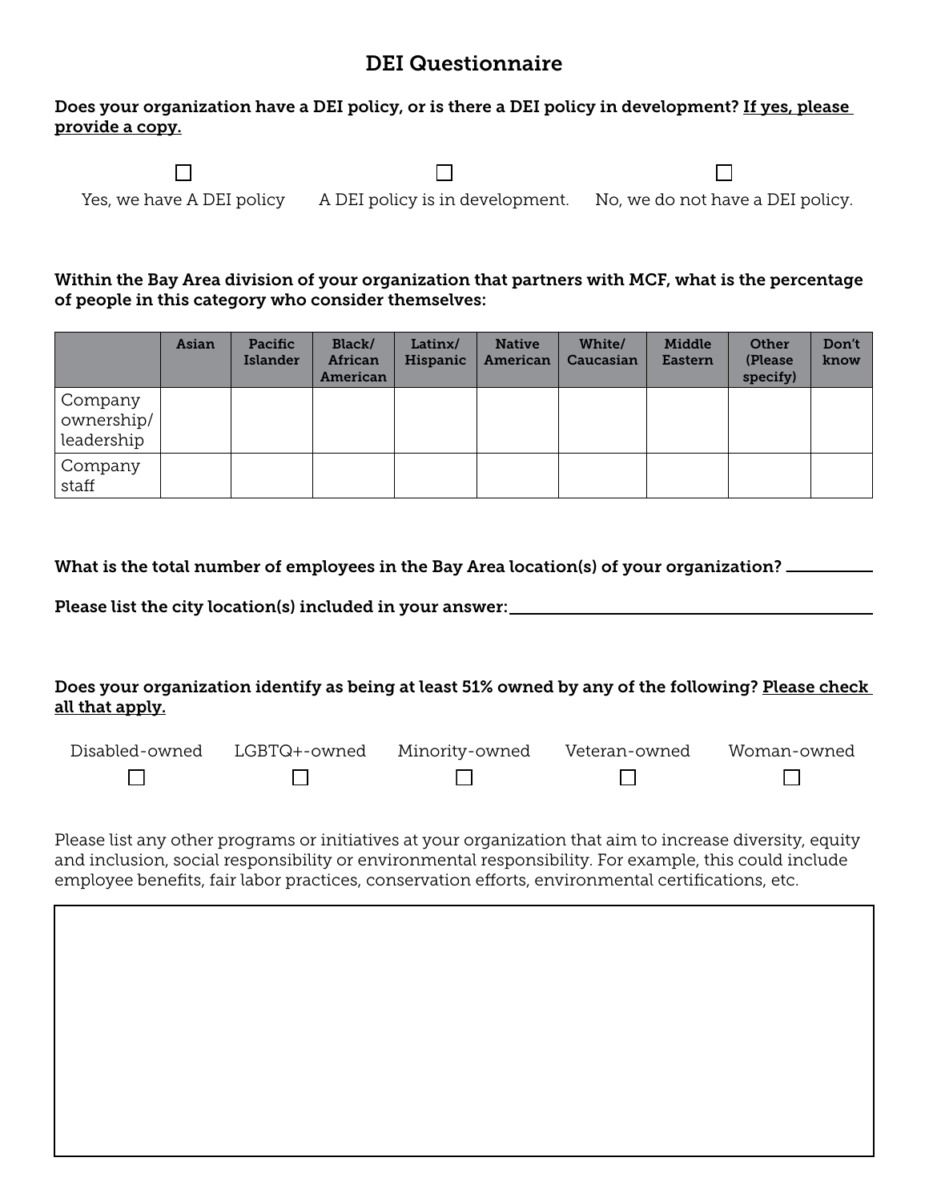# DEI Questionnaire

**Does your organization have a DEI policy, or is there a DEI policy in development? <u>If yes, please provide a copy.</u>**

- ☐ Yes, we have A DEI policy
- ☐ A DEI policy is in development.
- ☐ No, we do not have a DEI policy.

**Within the Bay Area division of your organization that partners with MCF, what is the percentage of people in this category who consider themselves:**

| | Asian | Pacific Islander | Black/ African American | Latinx/ Hispanic | Native American | White/ Caucasian | Middle Eastern | Other (Please specify) | Don't know |
|---|---|---|---|---|---|---|---|---|---|
| Company ownership/ leadership | | | | | | | | | |
| Company staff | | | | | | | | | |

**What is the total number of employees in the Bay Area location(s) of your organization?** __________

**Please list the city location(s) included in your answer:** ______________________________

**Does your organization identify as being at least 51% owned by any of the following? <u>Please check all that apply.</u>**

- ☐ Disabled-owned
- ☐ LGBTQ+-owned
- ☐ Minority-owned
- ☐ Veteran-owned
- ☐ Woman-owned

Please list any other programs or initiatives at your organization that aim to increase diversity, equity and inclusion, social responsibility or environmental responsibility. For example, this could include employee benefits, fair labor practices, conservation efforts, environmental certifications, etc.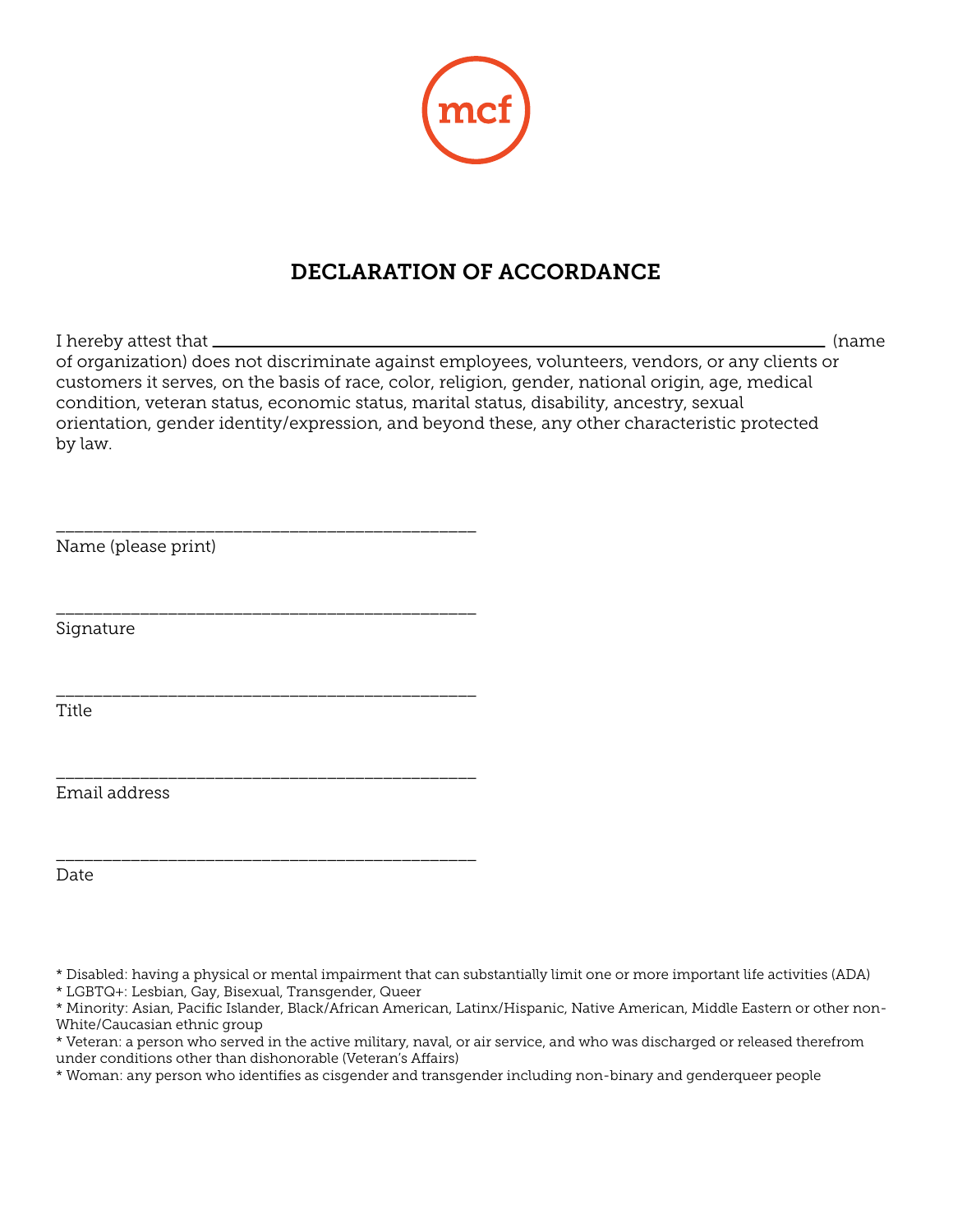mcf

# DECLARATION OF ACCORDANCE

I hereby attest that ______________________________________________ (name of organization) does not discriminate against employees, volunteers, vendors, or any clients or customers it serves, on the basis of race, color, religion, gender, national origin, age, medical condition, veteran status, economic status, marital status, disability, ancestry, sexual orientation, gender identity/expression, and beyond these, any other characteristic protected by law.

_______________________________________________
Name (please print)

_______________________________________________
Signature

_______________________________________________
Title

_______________________________________________
Email address

_______________________________________________
Date

* Disabled: having a physical or mental impairment that can substantially limit one or more important life activities (ADA)
* LGBTQ+: Lesbian, Gay, Bisexual, Transgender, Queer
* Minority: Asian, Pacific Islander, Black/African American, Latinx/Hispanic, Native American, Middle Eastern or other non-White/Caucasian ethnic group
* Veteran: a person who served in the active military, naval, or air service, and who was discharged or released therefrom under conditions other than dishonorable (Veteran's Affairs)
* Woman: any person who identifies as cisgender and transgender including non-binary and genderqueer people